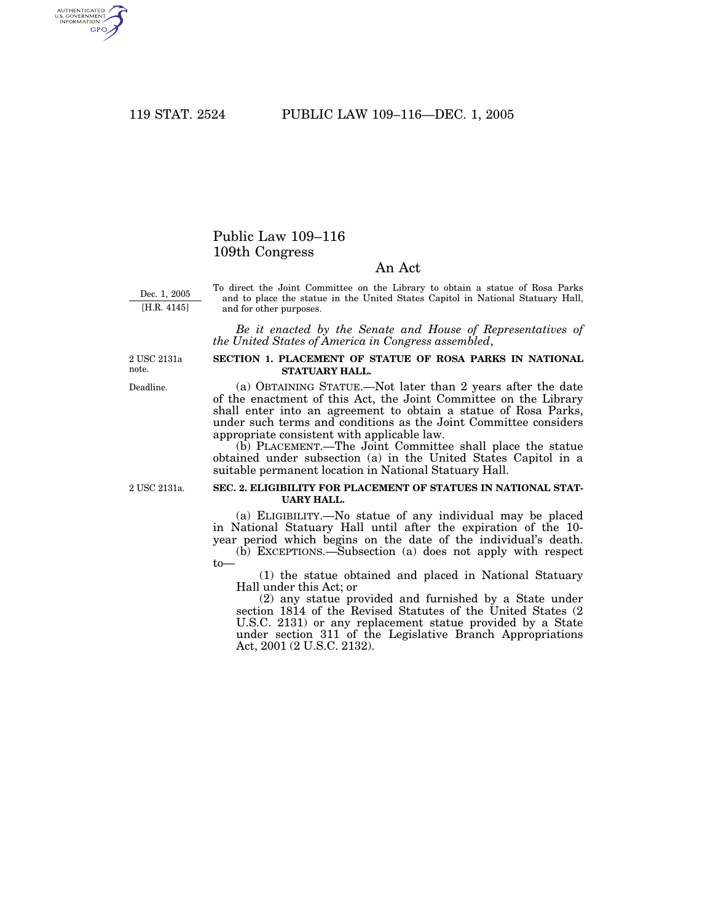# Public Law 109–116
# 109th Congress

## An Act

Dec. 1, 2005
[H.R. 4145]

To direct the Joint Committee on the Library to obtain a statue of Rosa Parks and to place the statue in the United States Capitol in National Statuary Hall, and for other purposes.

*Be it enacted by the Senate and House of Representatives of the United States of America in Congress assembled*,

2 USC 2131a note.

**SECTION 1. PLACEMENT OF STATUE OF ROSA PARKS IN NATIONAL STATUARY HALL.**

Deadline.

(a) OBTAINING STATUE.—Not later than 2 years after the date of the enactment of this Act, the Joint Committee on the Library shall enter into an agreement to obtain a statue of Rosa Parks, under such terms and conditions as the Joint Committee considers appropriate consistent with applicable law.

(b) PLACEMENT.—The Joint Committee shall place the statue obtained under subsection (a) in the United States Capitol in a suitable permanent location in National Statuary Hall.

2 USC 2131a.

**SEC. 2. ELIGIBILITY FOR PLACEMENT OF STATUES IN NATIONAL STATUARY HALL.**

(a) ELIGIBILITY.—No statue of any individual may be placed in National Statuary Hall until after the expiration of the 10-year period which begins on the date of the individual's death.

(b) EXCEPTIONS.—Subsection (a) does not apply with respect to—

(1) the statue obtained and placed in National Statuary Hall under this Act; or

(2) any statue provided and furnished by a State under section 1814 of the Revised Statutes of the United States (2 U.S.C. 2131) or any replacement statue provided by a State under section 311 of the Legislative Branch Appropriations Act, 2001 (2 U.S.C. 2132).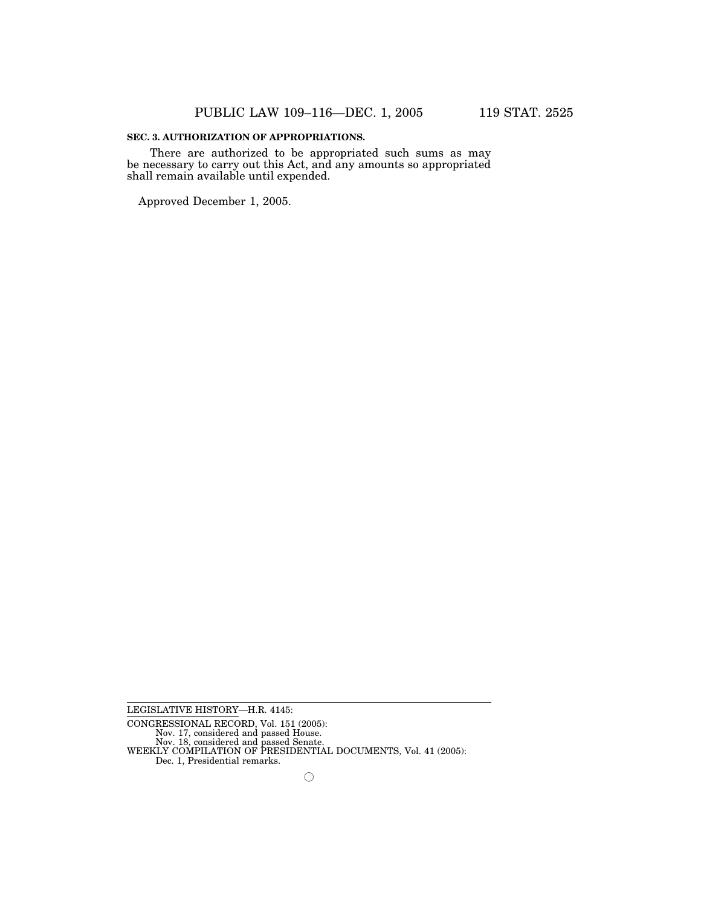**SEC. 3. AUTHORIZATION OF APPROPRIATIONS.**

There are authorized to be appropriated such sums as may be necessary to carry out this Act, and any amounts so appropriated shall remain available until expended.

Approved December 1, 2005.

---

LEGISLATIVE HISTORY—H.R. 4145:

CONGRESSIONAL RECORD, Vol. 151 (2005):
- Nov. 17, considered and passed House.
- Nov. 18, considered and passed Senate.

WEEKLY COMPILATION OF PRESIDENTIAL DOCUMENTS, Vol. 41 (2005):
- Dec. 1, Presidential remarks.